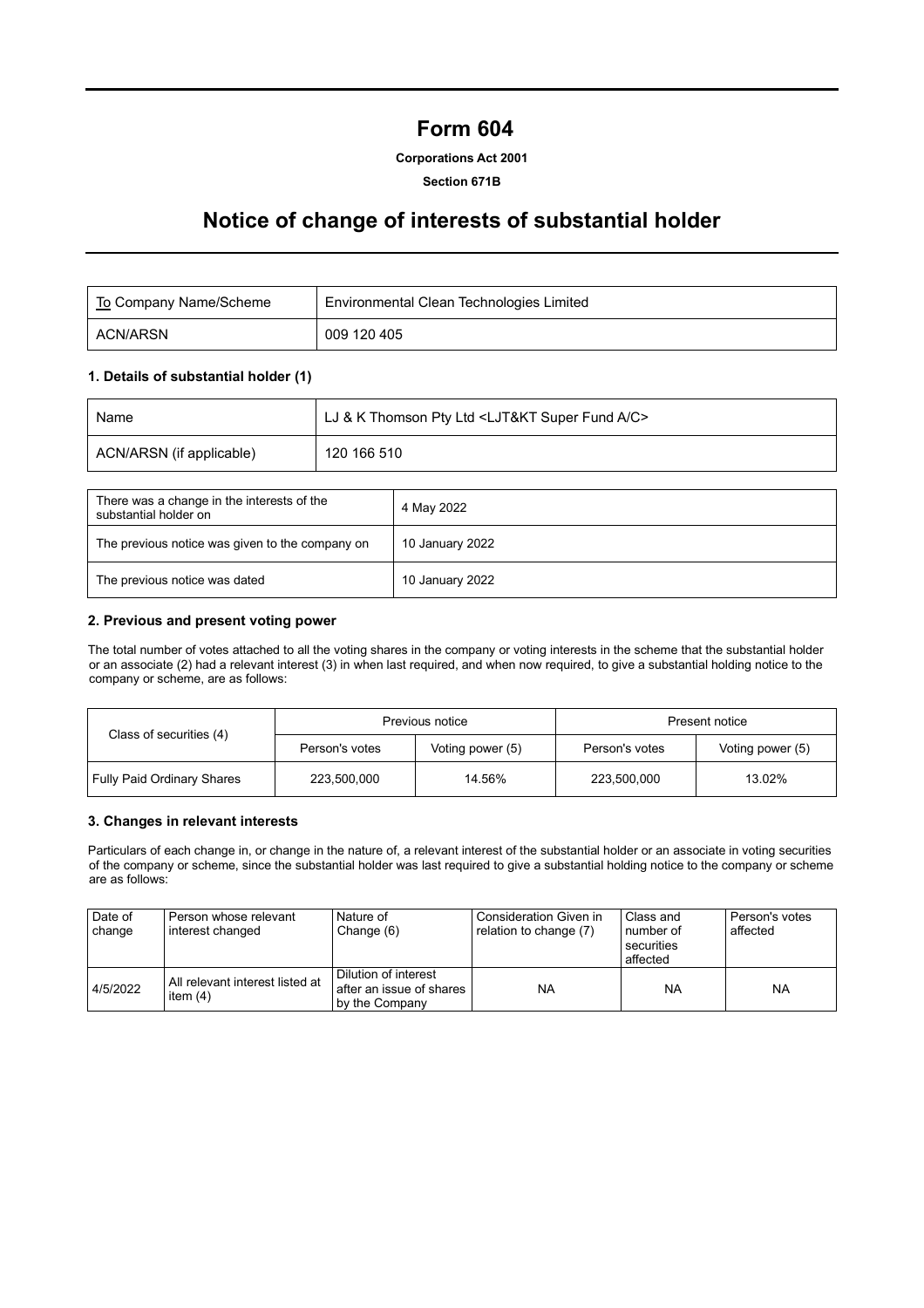# Form 604

**Corporations Act 2001**

**Section 671B**

## Notice of change of interests of substantial holder

| To Company Name/Scheme | Environmental Clean Technologies Limited |
|---|---|
| ACN/ARSN | 009 120 405 |

### 1. Details of substantial holder (1)

| Name | LJ & K Thomson Pty Ltd <LJT&KT Super Fund A/C> |
|---|---|
| ACN/ARSN (if applicable) | 120 166 510 |

| There was a change in the interests of the substantial holder on | 4 May 2022 |
|---|---|
| The previous notice was given to the company on | 10 January 2022 |
| The previous notice was dated | 10 January 2022 |

### 2. Previous and present voting power

The total number of votes attached to all the voting shares in the company or voting interests in the scheme that the substantial holder or an associate (2) had a relevant interest (3) in when last required, and when now required, to give a substantial holding notice to the company or scheme, are as follows:

| Class of securities (4) | Previous notice | | Present notice | |
|---|---|---|---|---|
| | Person's votes | Voting power (5) | Person's votes | Voting power (5) |
| Fully Paid Ordinary Shares | 223,500,000 | 14.56% | 223,500,000 | 13.02% |

### 3. Changes in relevant interests

Particulars of each change in, or change in the nature of, a relevant interest of the substantial holder or an associate in voting securities of the company or scheme, since the substantial holder was last required to give a substantial holding notice to the company or scheme are as follows:

| Date of change | Person whose relevant interest changed | Nature of Change (6) | Consideration Given in relation to change (7) | Class and number of securities affected | Person's votes affected |
|---|---|---|---|---|---|
| 4/5/2022 | All relevant interest listed at item (4) | Dilution of interest after an issue of shares by the Company | NA | NA | NA |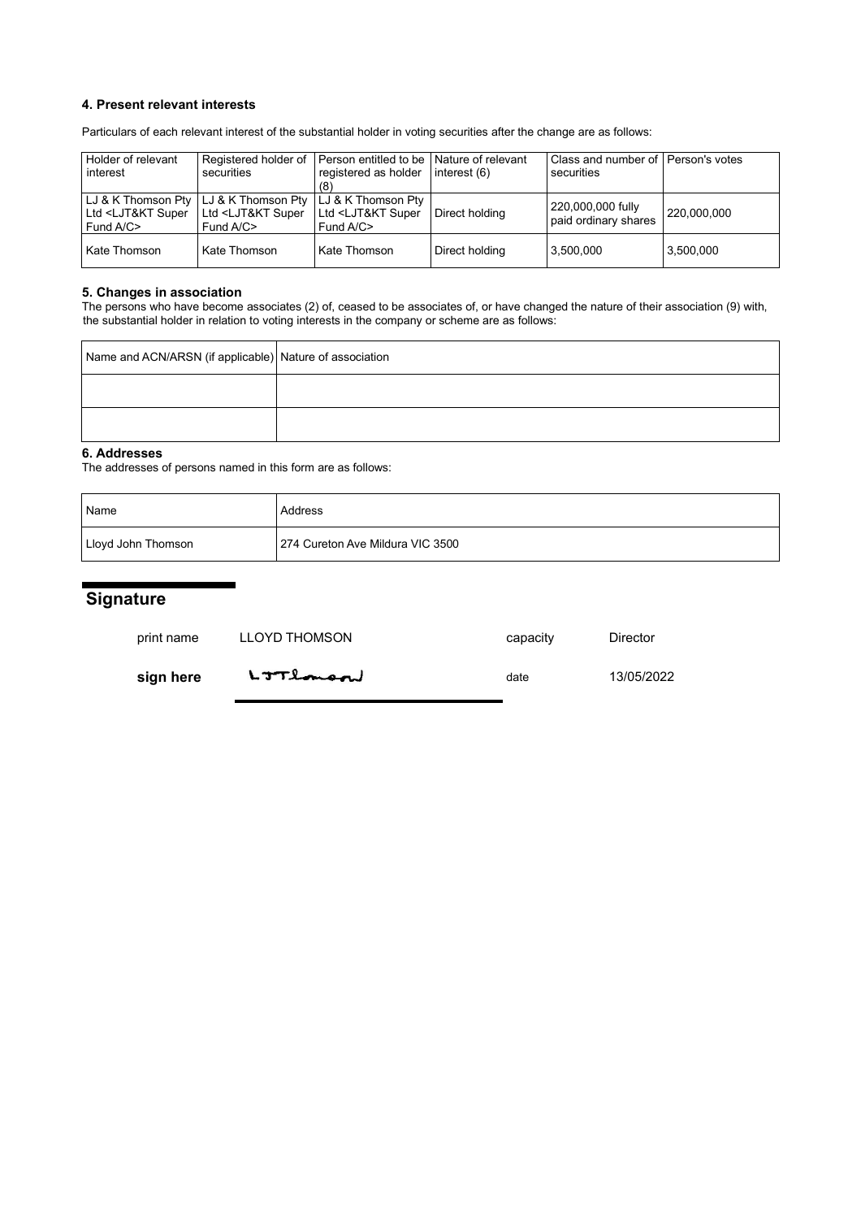### 4. Present relevant interests

Particulars of each relevant interest of the substantial holder in voting securities after the change are as follows:

| Holder of relevant interest | Registered holder of securities | Person entitled to be registered as holder (8) | Nature of relevant interest (6) | Class and number of securities | Person's votes |
|---|---|---|---|---|---|
| LJ & K Thomson Pty Ltd <LJT&KT Super Fund A/C> | LJ & K Thomson Pty Ltd <LJT&KT Super Fund A/C> | LJ & K Thomson Pty Ltd <LJT&KT Super Fund A/C> | Direct holding | 220,000,000 fully paid ordinary shares | 220,000,000 |
| Kate Thomson | Kate Thomson | Kate Thomson | Direct holding | 3,500,000 | 3,500,000 |

### 5. Changes in association

The persons who have become associates (2) of, ceased to be associates of, or have changed the nature of their association (9) with, the substantial holder in relation to voting interests in the company or scheme are as follows:

| Name and ACN/ARSN (if applicable) | Nature of association |
|---|---|
| | |
| | |

### 6. Addresses

The addresses of persons named in this form are as follows:

| Name | Address |
|---|---|
| Lloyd John Thomson | 274 Cureton Ave Mildura VIC 3500 |

## Signature

print name LLOYD THOMSON capacity Director

**sign here** LJThomson date 13/05/2022